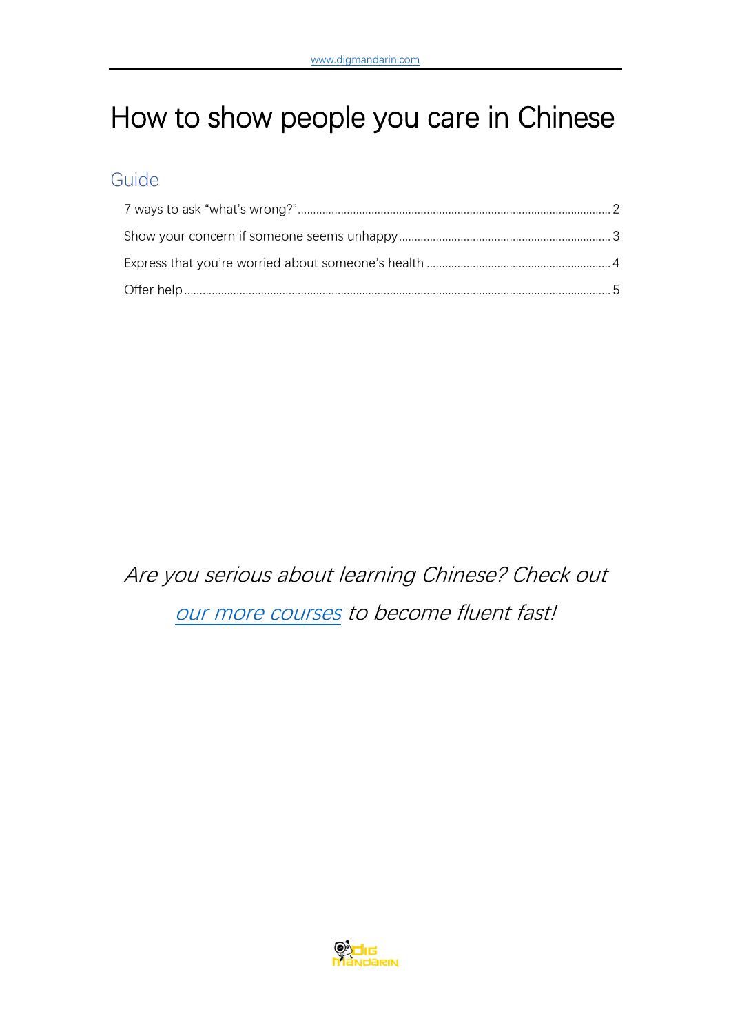# How to show people you care in Chinese

## Guide

7 ways to ask "what's wrong?" ..... 2

Show your concern if someone seems unhappy ..... 3

Express that you're worried about someone's health ..... 4

Offer help ..... 5

*Are you serious about learning Chinese? Check out our more courses to become fluent fast!*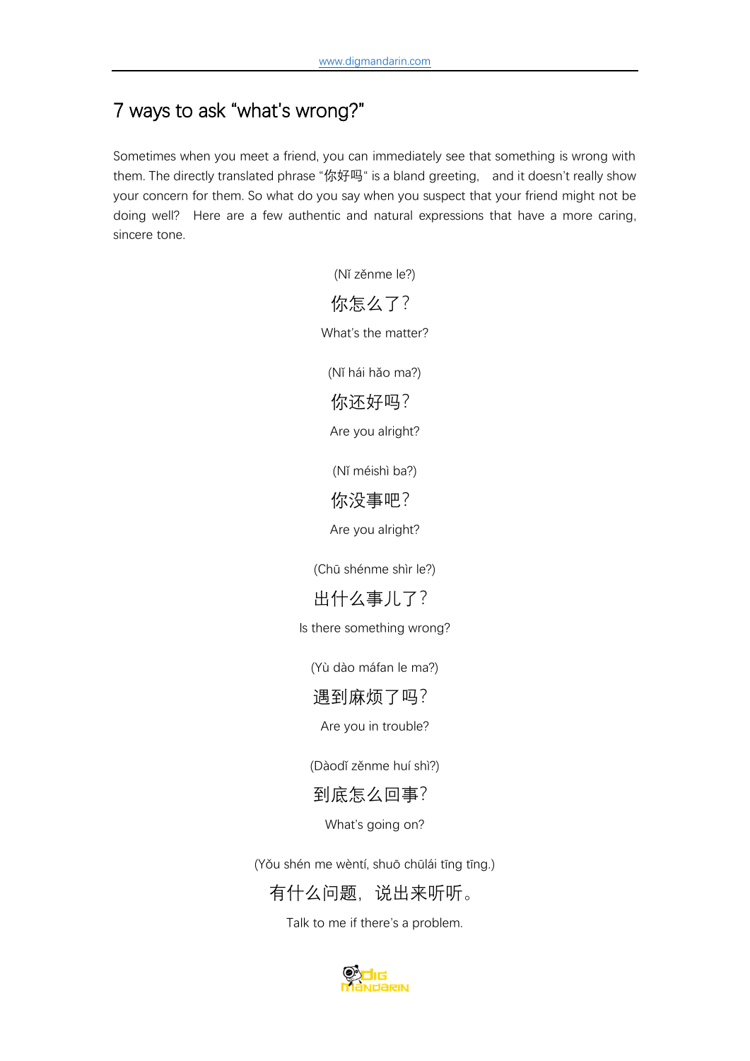# 7 ways to ask "what's wrong?"

Sometimes when you meet a friend, you can immediately see that something is wrong with them. The directly translated phrase "你好吗" is a bland greeting, and it doesn't really show your concern for them. So what do you say when you suspect that your friend might not be doing well? Here are a few authentic and natural expressions that have a more caring, sincere tone.

(Nǐ zěnme le?)

你怎么了？

What's the matter?

(Nǐ hái hǎo ma?)

你还好吗？

Are you alright?

(Nǐ méishì ba?)

你没事吧？

Are you alright?

(Chū shénme shìr le?)

出什么事儿了？

Is there something wrong?

(Yù dào máfan le ma?)

遇到麻烦了吗？

Are you in trouble?

(Dàodǐ zěnme huí shì?)

到底怎么回事？

What's going on?

(Yǒu shén me wèntí, shuō chūlái tīng tīng.)

有什么问题，说出来听听。

Talk to me if there's a problem.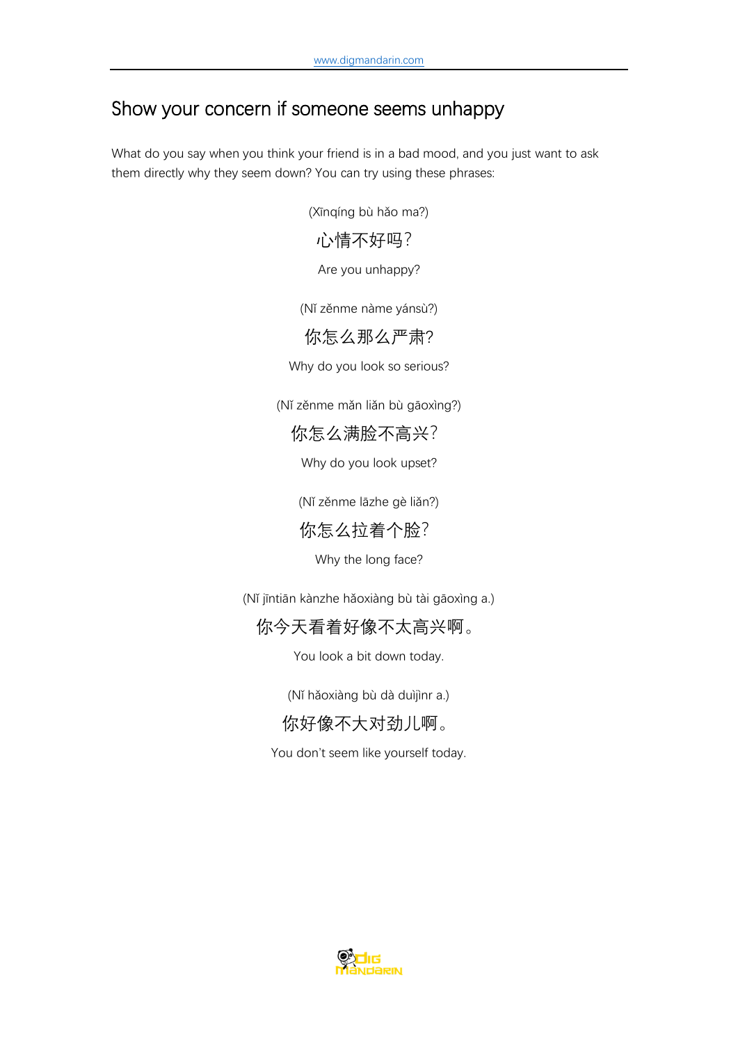## Show your concern if someone seems unhappy

What do you say when you think your friend is in a bad mood, and you just want to ask them directly why they seem down? You can try using these phrases:

(Xīnqíng bù hǎo ma?)

心情不好吗？

Are you unhappy?

(Nǐ zěnme nàme yánsù?)

你怎么那么严肃?

Why do you look so serious?

(Nǐ zěnme mǎn liǎn bù gāoxìng?)

你怎么满脸不高兴？

Why do you look upset?

(Nǐ zěnme lāzhe gè liǎn?)

你怎么拉着个脸？

Why the long face?

(Nǐ jīntiān kànzhe hǎoxiàng bù tài gāoxìng a.)

你今天看着好像不太高兴啊。

You look a bit down today.

(Nǐ hǎoxiàng bù dà duìjìnr a.)

你好像不大对劲儿啊。

You don't seem like yourself today.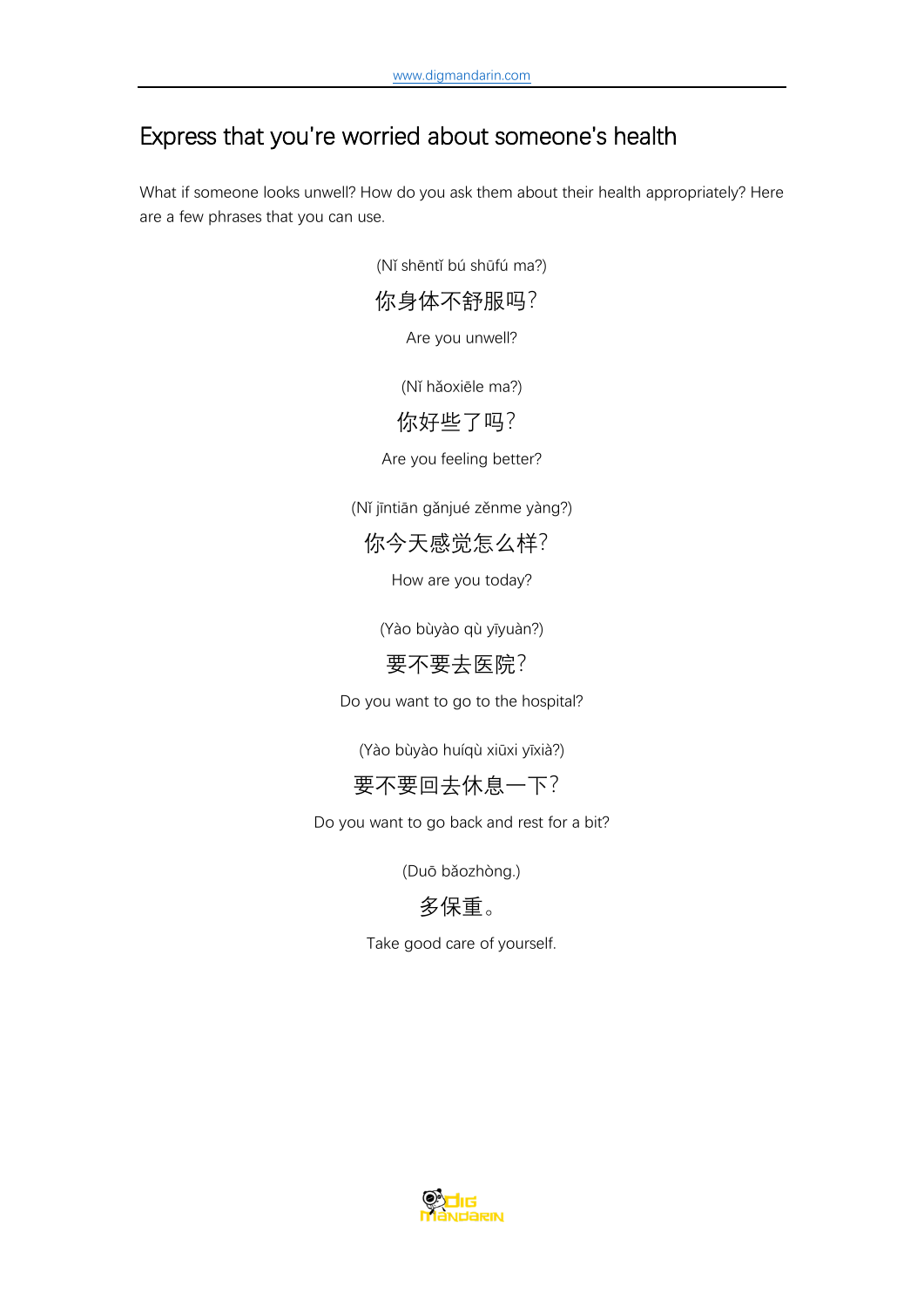# Express that you're worried about someone's health

What if someone looks unwell? How do you ask them about their health appropriately? Here are a few phrases that you can use.

(Nǐ shēntǐ bú shūfú ma?)

你身体不舒服吗?

Are you unwell?

(Nǐ hǎoxiēle ma?)

你好些了吗?

Are you feeling better?

(Nǐ jīntiān gǎnjué zěnme yàng?)

你今天感觉怎么样?

How are you today?

(Yào bùyào qù yīyuàn?)

要不要去医院?

Do you want to go to the hospital?

(Yào bùyào huíqù xiūxi yīxià?)

要不要回去休息一下?

Do you want to go back and rest for a bit?

(Duō bǎozhòng.)

多保重。

Take good care of yourself.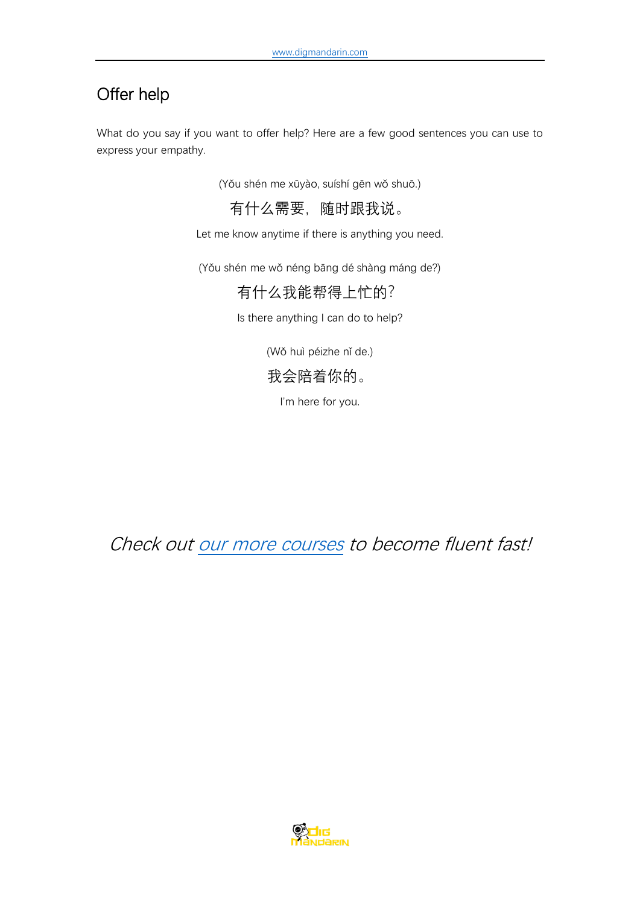## Offer help

What do you say if you want to offer help? Here are a few good sentences you can use to express your empathy.

(Yǒu shén me xūyào, suíshí gēn wǒ shuō.)

有什么需要，随时跟我说。

Let me know anytime if there is anything you need.

(Yǒu shén me wǒ néng bāng dé shàng máng de?)

有什么我能帮得上忙的？

Is there anything I can do to help?

(Wǒ huì péizhe nǐ de.)

我会陪着你的。

I'm here for you.

*Check out our more courses to become fluent fast!*